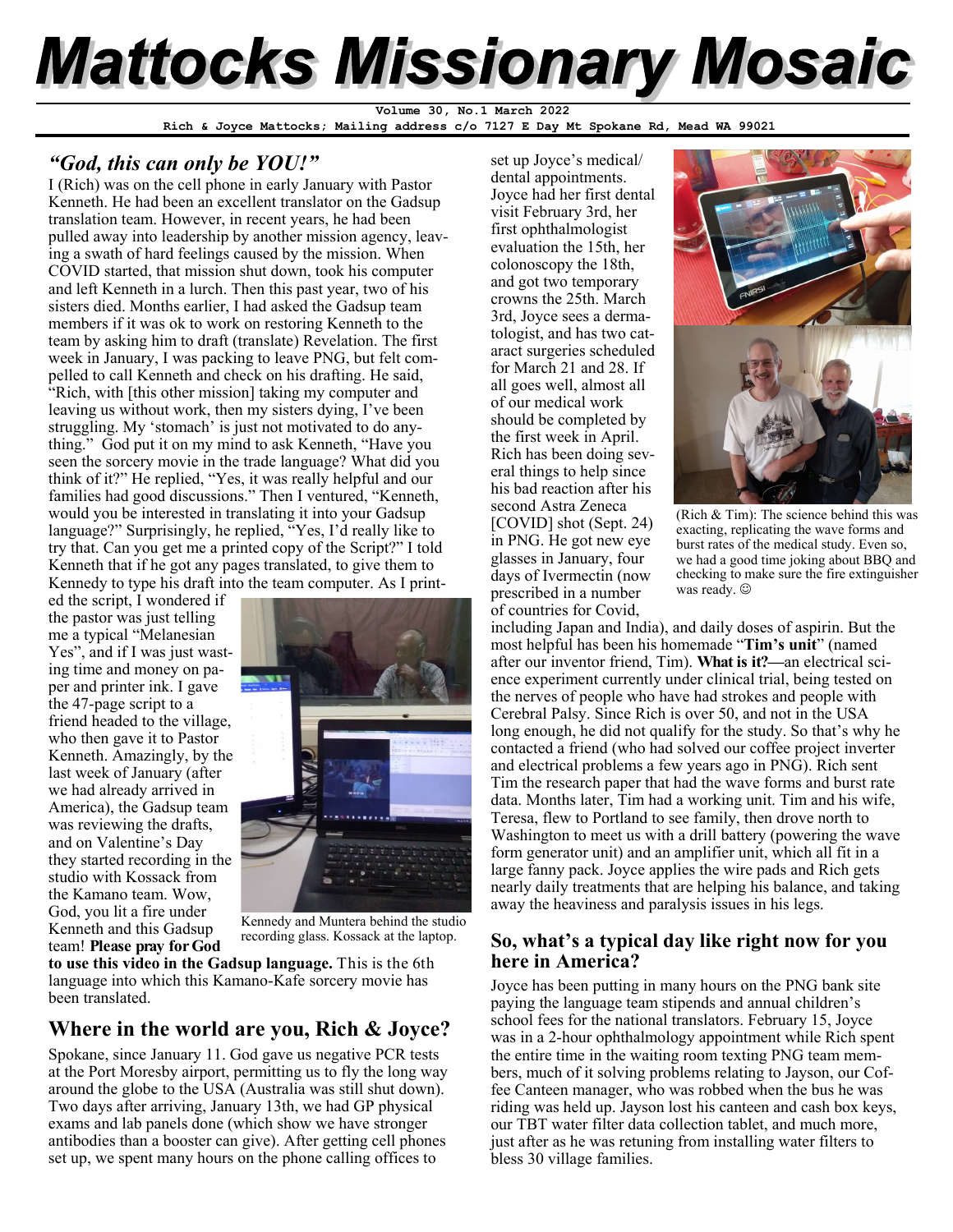# Mattocks Missionary Mosaic

**Volume 30, No.1 March 2022**
**Rich & Joyce Mattocks; Mailing address c/o 7127 E Day Mt Spokane Rd, Mead WA 99021**

## *"God, this can only be YOU!"*

I (Rich) was on the cell phone in early January with Pastor Kenneth. He had been an excellent translator on the Gadsup translation team. However, in recent years, he had been pulled away into leadership by another mission agency, leaving a swath of hard feelings caused by the mission. When COVID started, that mission shut down, took his computer and left Kenneth in a lurch. Then this past year, two of his sisters died. Months earlier, I had asked the Gadsup team members if it was ok to work on restoring Kenneth to the team by asking him to draft (translate) Revelation. The first week in January, I was packing to leave PNG, but felt compelled to call Kenneth and check on his drafting. He said, "Rich, with [this other mission] taking my computer and leaving us without work, then my sisters dying, I've been struggling. My 'stomach' is just not motivated to do anything." God put it on my mind to ask Kenneth, "Have you seen the sorcery movie in the trade language? What did you think of it?" He replied, "Yes, it was really helpful and our families had good discussions." Then I ventured, "Kenneth, would you be interested in translating it into your Gadsup language?" Surprisingly, he replied, "Yes, I'd really like to try that. Can you get me a printed copy of the Script?" I told Kenneth that if he got any pages translated, to give them to Kennedy to type his draft into the team computer. As I printed the script, I wondered if the pastor was just telling me a typical "Melanesian Yes", and if I was just wasting time and money on paper and printer ink. I gave the 47-page script to a friend headed to the village, who then gave it to Pastor Kenneth. Amazingly, by the last week of January (after we had already arrived in America), the Gadsup team was reviewing the drafts, and on Valentine's Day they started recording in the studio with Kossack from the Kamano team. Wow, God, you lit a fire under Kenneth and this Gadsup team! **Please pray for God to use this video in the Gadsup language.** This is the 6th language into which this Kamano-Kafe sorcery movie has been translated.

Kennedy and Muntera behind the studio recording glass. Kossack at the laptop.

## Where in the world are you, Rich & Joyce?

Spokane, since January 11. God gave us negative PCR tests at the Port Moresby airport, permitting us to fly the long way around the globe to the USA (Australia was still shut down). Two days after arriving, January 13th, we had GP physical exams and lab panels done (which show we have stronger antibodies than a booster can give). After getting cell phones set up, we spent many hours on the phone calling offices to set up Joyce's medical/dental appointments. Joyce had her first dental visit February 3rd, her first ophthalmologist evaluation the 15th, her colonoscopy the 18th, and got two temporary crowns the 25th. March 3rd, Joyce sees a dermatologist, and has two cataract surgeries scheduled for March 21 and 28. If all goes well, almost all of our medical work should be completed by the first week in April. Rich has been doing several things to help since his bad reaction after his second Astra Zeneca [COVID] shot (Sept. 24) in PNG. He got new eye glasses in January, four days of Ivermectin (now prescribed in a number of countries for Covid, including Japan and India), and daily doses of aspirin. But the most helpful has been his homemade "**Tim's unit**" (named after our inventor friend, Tim). **What is it?—**an electrical science experiment currently under clinical trial, being tested on the nerves of people who have had strokes and people with Cerebral Palsy. Since Rich is over 50, and not in the USA long enough, he did not qualify for the study. So that's why he contacted a friend (who had solved our coffee project inverter and electrical problems a few years ago in PNG). Rich sent Tim the research paper that had the wave forms and burst rate data. Months later, Tim had a working unit. Tim and his wife, Teresa, flew to Portland to see family, then drove north to Washington to meet us with a drill battery (powering the wave form generator unit) and an amplifier unit, which all fit in a large fanny pack. Joyce applies the wire pads and Rich gets nearly daily treatments that are helping his balance, and taking away the heaviness and paralysis issues in his legs.

(Rich & Tim): The science behind this was exacting, replicating the wave forms and burst rates of the medical study. Even so, we had a good time joking about BBQ and checking to make sure the fire extinguisher was ready. ☺

## So, what's a typical day like right now for you here in America?

Joyce has been putting in many hours on the PNG bank site paying the language team stipends and annual children's school fees for the national translators. February 15, Joyce was in a 2-hour ophthalmology appointment while Rich spent the entire time in the waiting room texting PNG team members, much of it solving problems relating to Jayson, our Coffee Canteen manager, who was robbed when the bus he was riding was held up. Jayson lost his canteen and cash box keys, our TBT water filter data collection tablet, and much more, just after as he was retuning from installing water filters to bless 30 village families.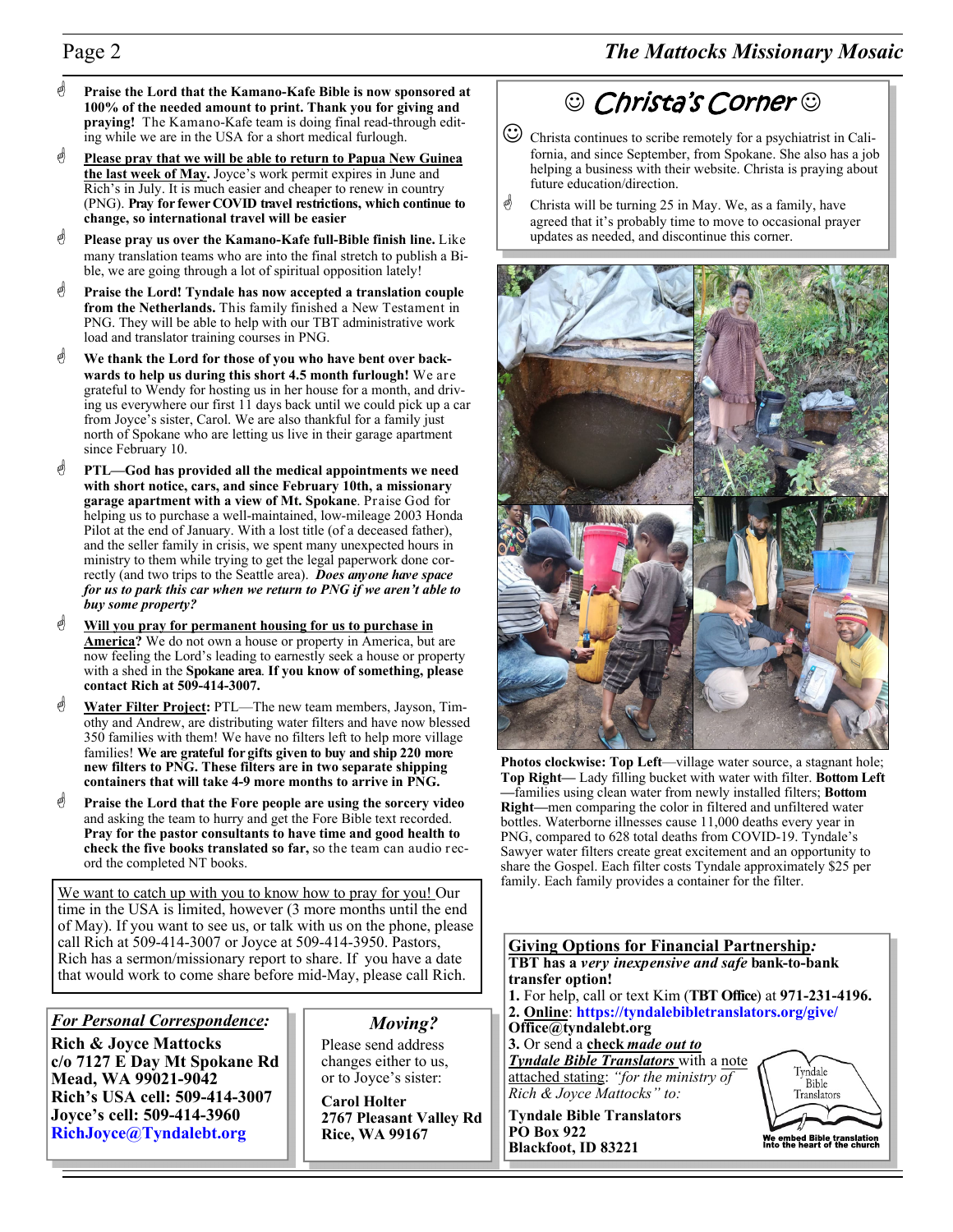- **Praise the Lord that the Kamano-Kafe Bible is now sponsored at 100% of the needed amount to print. Thank you for giving and praying!** The Kamano-Kafe team is doing final read-through editing while we are in the USA for a short medical furlough.
- **Please pray that we will be able to return to Papua New Guinea the last week of May.** Joyce's work permit expires in June and Rich's in July. It is much easier and cheaper to renew in country (PNG). **Pray for fewer COVID travel restrictions, which continue to change, so international travel will be easier**
- **Please pray us over the Kamano-Kafe full-Bible finish line.** Like many translation teams who are into the final stretch to publish a Bible, we are going through a lot of spiritual opposition lately!
- **Praise the Lord! Tyndale has now accepted a translation couple from the Netherlands.** This family finished a New Testament in PNG. They will be able to help with our TBT administrative work load and translator training courses in PNG.
- **We thank the Lord for those of you who have bent over backwards to help us during this short 4.5 month furlough!** We are grateful to Wendy for hosting us in her house for a month, and driving us everywhere our first 11 days back until we could pick up a car from Joyce's sister, Carol. We are also thankful for a family just north of Spokane who are letting us live in their garage apartment since February 10.
- **PTL—God has provided all the medical appointments we need with short notice, cars, and since February 10th, a missionary garage apartment with a view of Mt. Spokane**. Praise God for helping us to purchase a well-maintained, low-mileage 2003 Honda Pilot at the end of January. With a lost title (of a deceased father), and the seller family in crisis, we spent many unexpected hours in ministry to them while trying to get the legal paperwork done correctly (and two trips to the Seattle area). ***Does anyone have space for us to park this car when we return to PNG if we aren't able to buy some property?***
- **Will you pray for permanent housing for us to purchase in America?** We do not own a house or property in America, but are now feeling the Lord's leading to earnestly seek a house or property with a shed in the **Spokane area**. **If you know of something, please contact Rich at 509-414-3007.**
- **Water Filter Project:** PTL—The new team members, Jayson, Timothy and Andrew, are distributing water filters and have now blessed 350 families with them! We have no filters left to help more village families! **We are grateful for gifts given to buy and ship 220 more new filters to PNG. These filters are in two separate shipping containers that will take 4-9 more months to arrive in PNG.**
- **Praise the Lord that the Fore people are using the sorcery video** and asking the team to hurry and get the Fore Bible text recorded. **Pray for the pastor consultants to have time and good health to check the five books translated so far,** so the team can audio record the completed NT books.

We want to catch up with you to know how to pray for you! Our time in the USA is limited, however (3 more months until the end of May). If you want to see us, or talk with us on the phone, please call Rich at 509-414-3007 or Joyce at 509-414-3950. Pastors, Rich has a sermon/missionary report to share. If you have a date that would work to come share before mid-May, please call Rich.

***For Personal Correspondence:***

**Rich & Joyce Mattocks**
**c/o 7127 E Day Mt Spokane Rd**
**Mead, WA 99021-9042**
**Rich's USA cell: 509-414-3007**
**Joyce's cell: 509-414-3960**
**RichJoyce@Tyndalebt.org**

***Moving?***

Please send address changes either to us, or to Joyce's sister:

**Carol Holter**
**2767 Pleasant Valley Rd**
**Rice, WA 99167**

## ☺ Christa's Corner ☺

- Christa continues to scribe remotely for a psychiatrist in California, and since September, from Spokane. She also has a job helping a business with their website. Christa is praying about future education/direction.
- Christa will be turning 25 in May. We, as a family, have agreed that it's probably time to move to occasional prayer updates as needed, and discontinue this corner.

**Photos clockwise: Top Left**—village water source, a stagnant hole; **Top Right—** Lady filling bucket with water with filter. **Bottom Left—**families using clean water from newly installed filters; **Bottom Right—**men comparing the color in filtered and unfiltered water bottles. Waterborne illnesses cause 11,000 deaths every year in PNG, compared to 628 total deaths from COVID-19. Tyndale's Sawyer water filters create great excitement and an opportunity to share the Gospel. Each filter costs Tyndale approximately $25 per family. Each family provides a container for the filter.

**Giving Options for Financial Partnership*:***

**TBT has a *very inexpensive and safe* bank-to-bank transfer option!**

**1.** For help, call or text Kim (**TBT Office**) at **971-231-4196.**

**2. Online**: **https://tyndalebibletranslators.org/give/**
**Office@tyndalebt.org**

**3.** Or send a **check *made out to Tyndale Bible Translators*** with a note attached stating: *"for the ministry of Rich & Joyce Mattocks" to:*

**Tyndale Bible Translators**
**PO Box 922**
**Blackfoot, ID 83221**

Tyndale Bible Translators
We embed Bible translation into the heart of the church